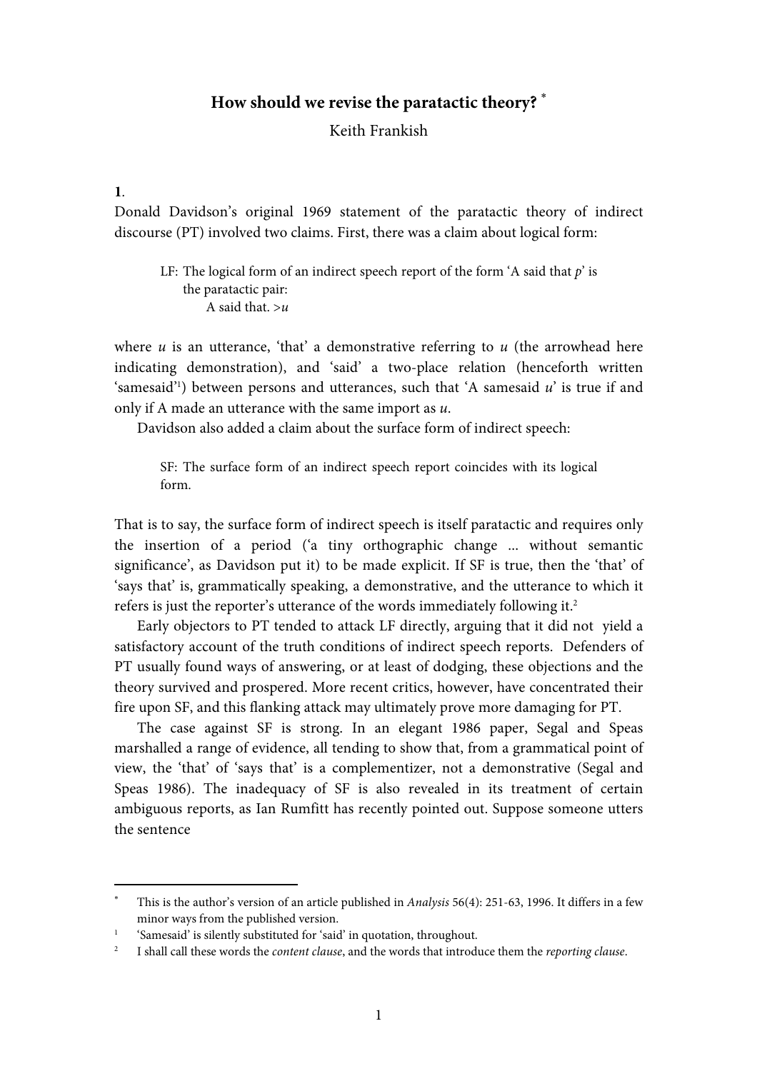# How should we revise the paratactic theory? [*]

Keith Frankish

**1**.

Donald Davidson's original 1969 statement of the paratactic theory of indirect discourse (PT) involved two claims. First, there was a claim about logical form:

> LF: The logical form of an indirect speech report of the form 'A said that *p*' is the paratactic pair:
>
> A said that. >*u*

where *u* is an utterance, 'that' a demonstrative referring to *u* (the arrowhead here indicating demonstration), and 'said' a two-place relation (henceforth written 'samesaid'[1]) between persons and utterances, such that 'A samesaid *u*' is true if and only if A made an utterance with the same import as *u*.

Davidson also added a claim about the surface form of indirect speech:

> SF: The surface form of an indirect speech report coincides with its logical form.

That is to say, the surface form of indirect speech is itself paratactic and requires only the insertion of a period ('a tiny orthographic change ... without semantic significance', as Davidson put it) to be made explicit. If SF is true, then the 'that' of 'says that' is, grammatically speaking, a demonstrative, and the utterance to which it refers is just the reporter's utterance of the words immediately following it.[2]

Early objectors to PT tended to attack LF directly, arguing that it did not yield a satisfactory account of the truth conditions of indirect speech reports. Defenders of PT usually found ways of answering, or at least of dodging, these objections and the theory survived and prospered. More recent critics, however, have concentrated their fire upon SF, and this flanking attack may ultimately prove more damaging for PT.

The case against SF is strong. In an elegant 1986 paper, Segal and Speas marshalled a range of evidence, all tending to show that, from a grammatical point of view, the 'that' of 'says that' is a complementizer, not a demonstrative (Segal and Speas 1986). The inadequacy of SF is also revealed in its treatment of certain ambiguous reports, as Ian Rumfitt has recently pointed out. Suppose someone utters the sentence

---

[*] This is the author's version of an article published in *Analysis* 56(4): 251-63, 1996. It differs in a few minor ways from the published version.

[1] 'Samesaid' is silently substituted for 'said' in quotation, throughout.

[2] I shall call these words the *content clause*, and the words that introduce them the *reporting clause*.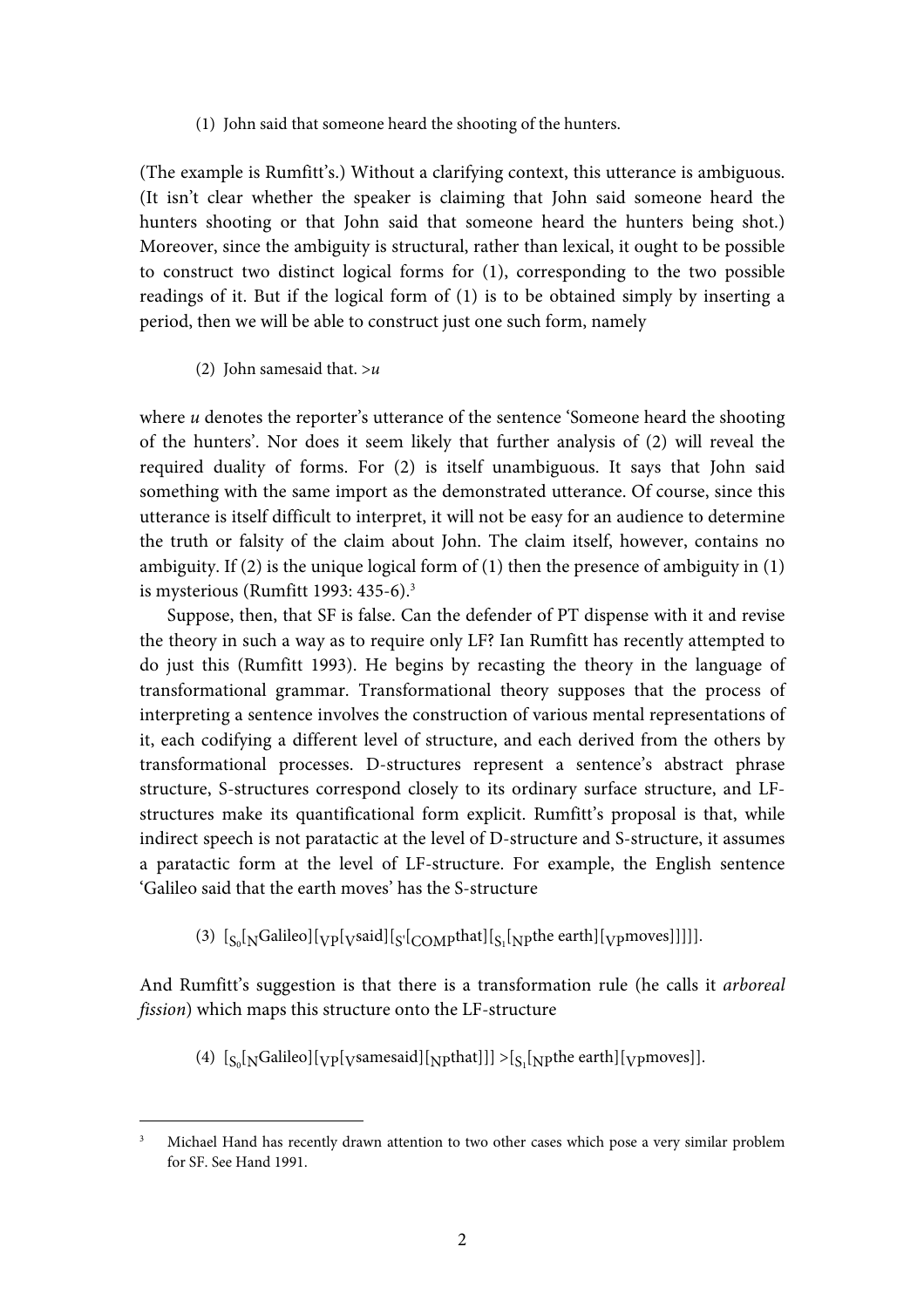(1) John said that someone heard the shooting of the hunters.

(The example is Rumfitt's.) Without a clarifying context, this utterance is ambiguous. (It isn't clear whether the speaker is claiming that John said someone heard the hunters shooting or that John said that someone heard the hunters being shot.) Moreover, since the ambiguity is structural, rather than lexical, it ought to be possible to construct two distinct logical forms for (1), corresponding to the two possible readings of it. But if the logical form of (1) is to be obtained simply by inserting a period, then we will be able to construct just one such form, namely

(2) John samesaid that. >*u*

where *u* denotes the reporter's utterance of the sentence 'Someone heard the shooting of the hunters'. Nor does it seem likely that further analysis of (2) will reveal the required duality of forms. For (2) is itself unambiguous. It says that John said something with the same import as the demonstrated utterance. Of course, since this utterance is itself difficult to interpret, it will not be easy for an audience to determine the truth or falsity of the claim about John. The claim itself, however, contains no ambiguity. If (2) is the unique logical form of (1) then the presence of ambiguity in (1) is mysterious (Rumfitt 1993: 435-6).[3]

Suppose, then, that SF is false. Can the defender of PT dispense with it and revise the theory in such a way as to require only LF? Ian Rumfitt has recently attempted to do just this (Rumfitt 1993). He begins by recasting the theory in the language of transformational grammar. Transformational theory supposes that the process of interpreting a sentence involves the construction of various mental representations of it, each codifying a different level of structure, and each derived from the others by transformational processes. D-structures represent a sentence's abstract phrase structure, S-structures correspond closely to its ordinary surface structure, and LF-structures make its quantificational form explicit. Rumfitt's proposal is that, while indirect speech is not paratactic at the level of D-structure and S-structure, it assumes a paratactic form at the level of LF-structure. For example, the English sentence 'Galileo said that the earth moves' has the S-structure

(3) $[_{S_0}[_{N}\text{Galileo}][_{VP}[_{V}\text{said}][_{S'}[_{COMP}\text{that}][_{S_1}[_{NP}\text{the earth}][_{VP}\text{moves}]]]]]$.

And Rumfitt's suggestion is that there is a transformation rule (he calls it *arboreal fission*) which maps this structure onto the LF-structure

(4) $[_{S_0}[_{N}\text{Galileo}][_{VP}[_{V}\text{samesaid}][_{NP}\text{that}]]] > [_{S_1}[_{NP}\text{the earth}][_{VP}\text{moves}]]$.

---

[3] Michael Hand has recently drawn attention to two other cases which pose a very similar problem for SF. See Hand 1991.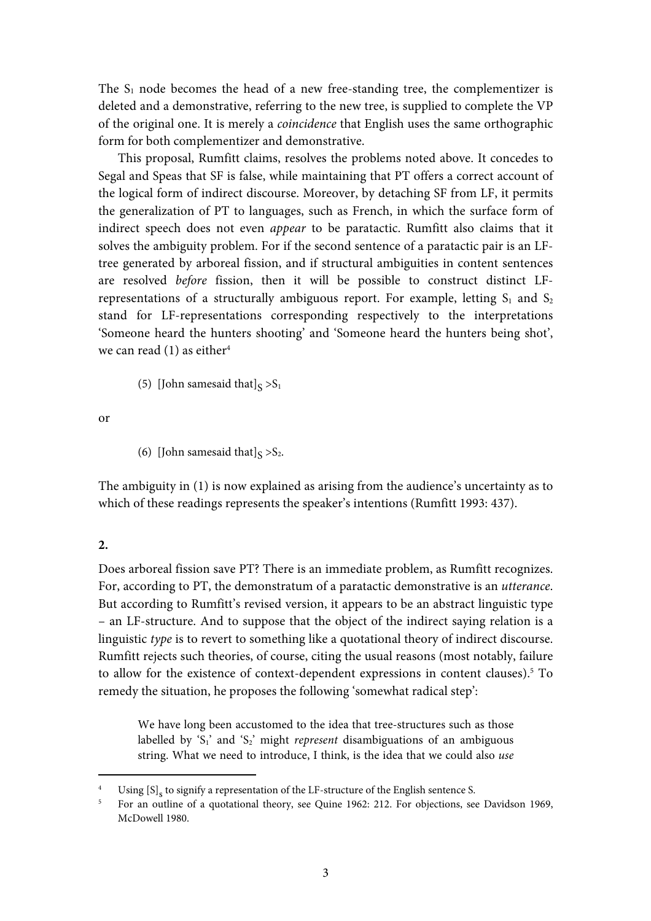The $S_1$ node becomes the head of a new free-standing tree, the complementizer is deleted and a demonstrative, referring to the new tree, is supplied to complete the VP of the original one. It is merely a *coincidence* that English uses the same orthographic form for both complementizer and demonstrative.

This proposal, Rumfitt claims, resolves the problems noted above. It concedes to Segal and Speas that SF is false, while maintaining that PT offers a correct account of the logical form of indirect discourse. Moreover, by detaching SF from LF, it permits the generalization of PT to languages, such as French, in which the surface form of indirect speech does not even *appear* to be paratactic. Rumfitt also claims that it solves the ambiguity problem. For if the second sentence of a paratactic pair is an LF-tree generated by arboreal fission, and if structural ambiguities in content sentences are resolved *before* fission, then it will be possible to construct distinct LF-representations of a structurally ambiguous report. For example, letting $S_1$ and $S_2$ stand for LF-representations corresponding respectively to the interpretations 'Someone heard the hunters shooting' and 'Someone heard the hunters being shot', we can read (1) as either[4]

> (5) $[\text{John samesaid that}]_S > S_1$

or

> (6) $[\text{John samesaid that}]_S > S_2$.

The ambiguity in (1) is now explained as arising from the audience's uncertainty as to which of these readings represents the speaker's intentions (Rumfitt 1993: 437).

**2.**

Does arboreal fission save PT? There is an immediate problem, as Rumfitt recognizes. For, according to PT, the demonstratum of a paratactic demonstrative is an *utterance*. But according to Rumfitt's revised version, it appears to be an abstract linguistic type – an LF-structure. And to suppose that the object of the indirect saying relation is a linguistic *type* is to revert to something like a quotational theory of indirect discourse. Rumfitt rejects such theories, of course, citing the usual reasons (most notably, failure to allow for the existence of context-dependent expressions in content clauses).[5] To remedy the situation, he proposes the following 'somewhat radical step':

> We have long been accustomed to the idea that tree-structures such as those labelled by '$S_1$' and '$S_2$' might *represent* disambiguations of an ambiguous string. What we need to introduce, I think, is the idea that we could also *use*

---

[4] Using $[S]_S$ to signify a representation of the LF-structure of the English sentence S.

[5] For an outline of a quotational theory, see Quine 1962: 212. For objections, see Davidson 1969, McDowell 1980.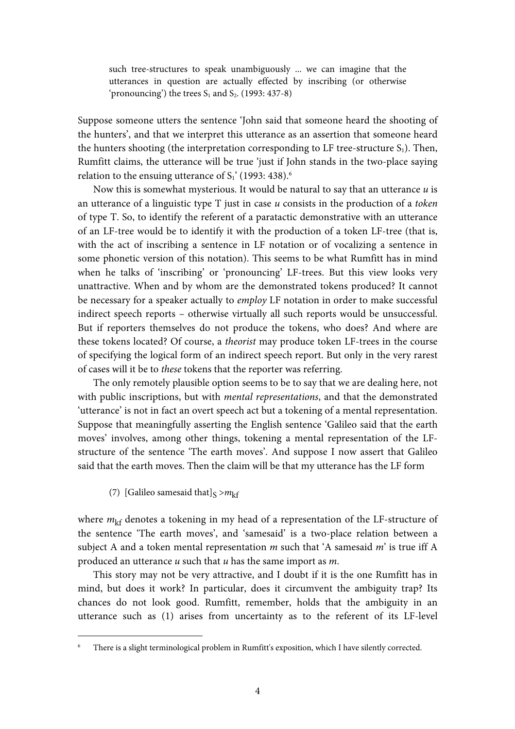> such tree-structures to speak unambiguously ... we can imagine that the utterances in question are actually effected by inscribing (or otherwise 'pronouncing') the trees $S_1$ and $S_2$. (1993: 437-8)

Suppose someone utters the sentence 'John said that someone heard the shooting of the hunters', and that we interpret this utterance as an assertion that someone heard the hunters shooting (the interpretation corresponding to LF tree-structure $S_1$). Then, Rumfitt claims, the utterance will be true 'just if John stands in the two-place saying relation to the ensuing utterance of $S_1$' (1993: 438).[6]

Now this is somewhat mysterious. It would be natural to say that an utterance *u* is an utterance of a linguistic type T just in case *u* consists in the production of a *token* of type T. So, to identify the referent of a paratactic demonstrative with an utterance of an LF-tree would be to identify it with the production of a token LF-tree (that is, with the act of inscribing a sentence in LF notation or of vocalizing a sentence in some phonetic version of this notation). This seems to be what Rumfitt has in mind when he talks of 'inscribing' or 'pronouncing' LF-trees. But this view looks very unattractive. When and by whom are the demonstrated tokens produced? It cannot be necessary for a speaker actually to *employ* LF notation in order to make successful indirect speech reports – otherwise virtually all such reports would be unsuccessful. But if reporters themselves do not produce the tokens, who does? And where are these tokens located? Of course, a *theorist* may produce token LF-trees in the course of specifying the logical form of an indirect speech report. But only in the very rarest of cases will it be to *these* tokens that the reporter was referring.

The only remotely plausible option seems to be to say that we are dealing here, not with public inscriptions, but with *mental representations*, and that the demonstrated 'utterance' is not in fact an overt speech act but a tokening of a mental representation. Suppose that meaningfully asserting the English sentence 'Galileo said that the earth moves' involves, among other things, tokening a mental representation of the LF-structure of the sentence 'The earth moves'. And suppose I now assert that Galileo said that the earth moves. Then the claim will be that my utterance has the LF form

(7) $[\text{Galileo samesaid that}]_S > m_{\text{kf}}$

where $m_{\text{kf}}$ denotes a tokening in my head of a representation of the LF-structure of the sentence 'The earth moves', and 'samesaid' is a two-place relation between a subject A and a token mental representation *m* such that 'A samesaid *m*' is true iff A produced an utterance *u* such that *u* has the same import as *m*.

This story may not be very attractive, and I doubt if it is the one Rumfitt has in mind, but does it work? In particular, does it circumvent the ambiguity trap? Its chances do not look good. Rumfitt, remember, holds that the ambiguity in an utterance such as (1) arises from uncertainty as to the referent of its LF-level

[6] There is a slight terminological problem in Rumfitt's exposition, which I have silently corrected.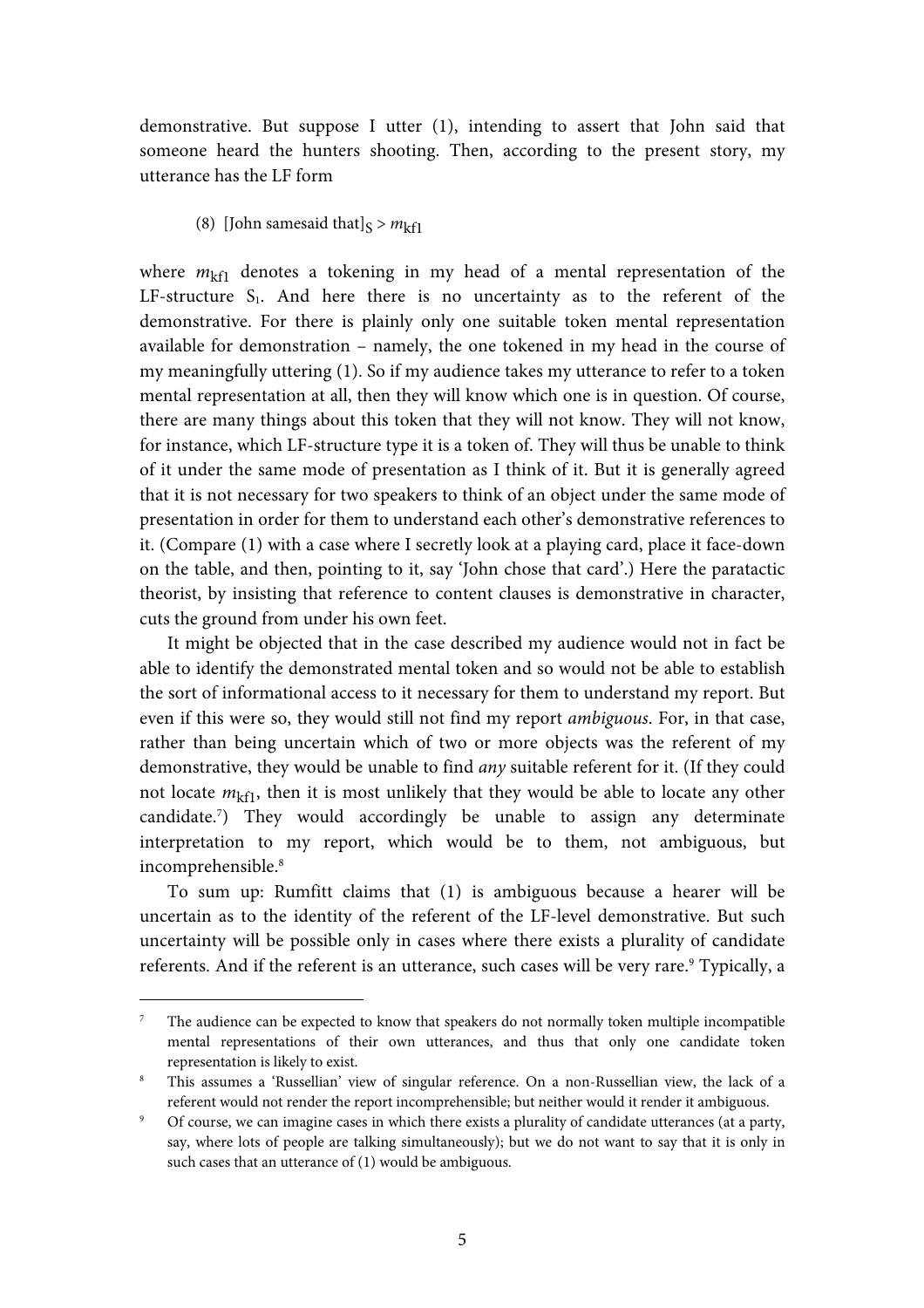demonstrative. But suppose I utter (1), intending to assert that John said that someone heard the hunters shooting. Then, according to the present story, my utterance has the LF form

(8) [John samesaid that]$_S$ > $m_{\text{kf1}}$

where $m_{\text{kf1}}$ denotes a tokening in my head of a mental representation of the LF-structure $S_1$. And here there is no uncertainty as to the referent of the demonstrative. For there is plainly only one suitable token mental representation available for demonstration – namely, the one tokened in my head in the course of my meaningfully uttering (1). So if my audience takes my utterance to refer to a token mental representation at all, then they will know which one is in question. Of course, there are many things about this token that they will not know. They will not know, for instance, which LF-structure type it is a token of. They will thus be unable to think of it under the same mode of presentation as I think of it. But it is generally agreed that it is not necessary for two speakers to think of an object under the same mode of presentation in order for them to understand each other's demonstrative references to it. (Compare (1) with a case where I secretly look at a playing card, place it face-down on the table, and then, pointing to it, say 'John chose that card'.) Here the paratactic theorist, by insisting that reference to content clauses is demonstrative in character, cuts the ground from under his own feet.

It might be objected that in the case described my audience would not in fact be able to identify the demonstrated mental token and so would not be able to establish the sort of informational access to it necessary for them to understand my report. But even if this were so, they would still not find my report *ambiguous*. For, in that case, rather than being uncertain which of two or more objects was the referent of my demonstrative, they would be unable to find *any* suitable referent for it. (If they could not locate $m_{\text{kf1}}$, then it is most unlikely that they would be able to locate any other candidate.[7]) They would accordingly be unable to assign any determinate interpretation to my report, which would be to them, not ambiguous, but incomprehensible.[8]

To sum up: Rumfitt claims that (1) is ambiguous because a hearer will be uncertain as to the identity of the referent of the LF-level demonstrative. But such uncertainty will be possible only in cases where there exists a plurality of candidate referents. And if the referent is an utterance, such cases will be very rare.[9] Typically, a

---

[7] The audience can be expected to know that speakers do not normally token multiple incompatible mental representations of their own utterances, and thus that only one candidate token representation is likely to exist.

[8] This assumes a 'Russellian' view of singular reference. On a non-Russellian view, the lack of a referent would not render the report incomprehensible; but neither would it render it ambiguous.

[9] Of course, we can imagine cases in which there exists a plurality of candidate utterances (at a party, say, where lots of people are talking simultaneously); but we do not want to say that it is only in such cases that an utterance of (1) would be ambiguous.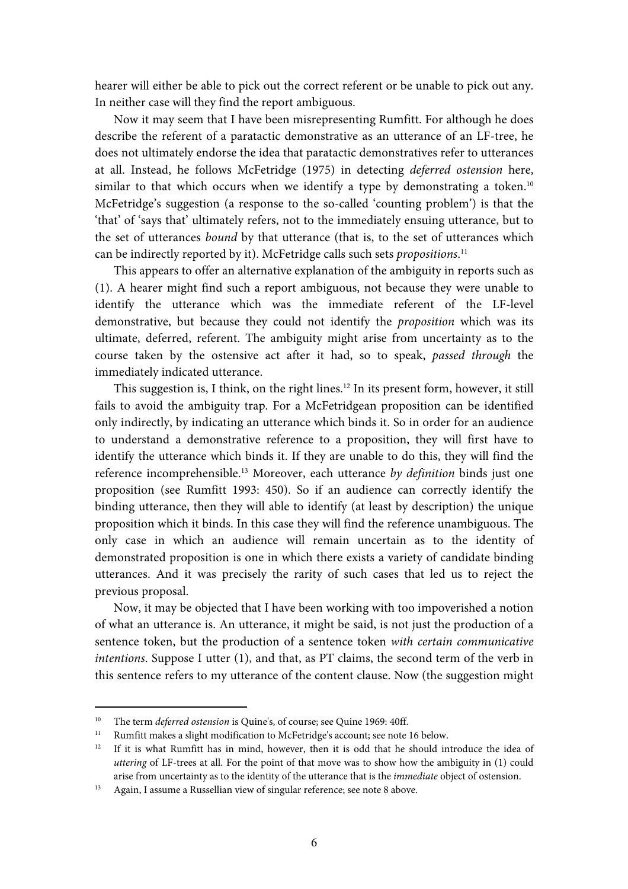hearer will either be able to pick out the correct referent or be unable to pick out any. In neither case will they find the report ambiguous.

Now it may seem that I have been misrepresenting Rumfitt. For although he does describe the referent of a paratactic demonstrative as an utterance of an LF-tree, he does not ultimately endorse the idea that paratactic demonstratives refer to utterances at all. Instead, he follows McFetridge (1975) in detecting *deferred ostension* here, similar to that which occurs when we identify a type by demonstrating a token.[10] McFetridge's suggestion (a response to the so-called 'counting problem') is that the 'that' of 'says that' ultimately refers, not to the immediately ensuing utterance, but to the set of utterances *bound* by that utterance (that is, to the set of utterances which can be indirectly reported by it). McFetridge calls such sets *propositions*.[11]

This appears to offer an alternative explanation of the ambiguity in reports such as (1). A hearer might find such a report ambiguous, not because they were unable to identify the utterance which was the immediate referent of the LF-level demonstrative, but because they could not identify the *proposition* which was its ultimate, deferred, referent. The ambiguity might arise from uncertainty as to the course taken by the ostensive act after it had, so to speak, *passed through* the immediately indicated utterance.

This suggestion is, I think, on the right lines.[12] In its present form, however, it still fails to avoid the ambiguity trap. For a McFetridgean proposition can be identified only indirectly, by indicating an utterance which binds it. So in order for an audience to understand a demonstrative reference to a proposition, they will first have to identify the utterance which binds it. If they are unable to do this, they will find the reference incomprehensible.[13] Moreover, each utterance *by definition* binds just one proposition (see Rumfitt 1993: 450). So if an audience can correctly identify the binding utterance, then they will able to identify (at least by description) the unique proposition which it binds. In this case they will find the reference unambiguous. The only case in which an audience will remain uncertain as to the identity of demonstrated proposition is one in which there exists a variety of candidate binding utterances. And it was precisely the rarity of such cases that led us to reject the previous proposal.

Now, it may be objected that I have been working with too impoverished a notion of what an utterance is. An utterance, it might be said, is not just the production of a sentence token, but the production of a sentence token *with certain communicative intentions*. Suppose I utter (1), and that, as PT claims, the second term of the verb in this sentence refers to my utterance of the content clause. Now (the suggestion might

---

[10] The term *deferred ostension* is Quine's, of course; see Quine 1969: 40ff.

[11] Rumfitt makes a slight modification to McFetridge's account; see note 16 below.

[12] If it is what Rumfitt has in mind, however, then it is odd that he should introduce the idea of *uttering* of LF-trees at all. For the point of that move was to show how the ambiguity in (1) could arise from uncertainty as to the identity of the utterance that is the *immediate* object of ostension.

[13] Again, I assume a Russellian view of singular reference; see note 8 above.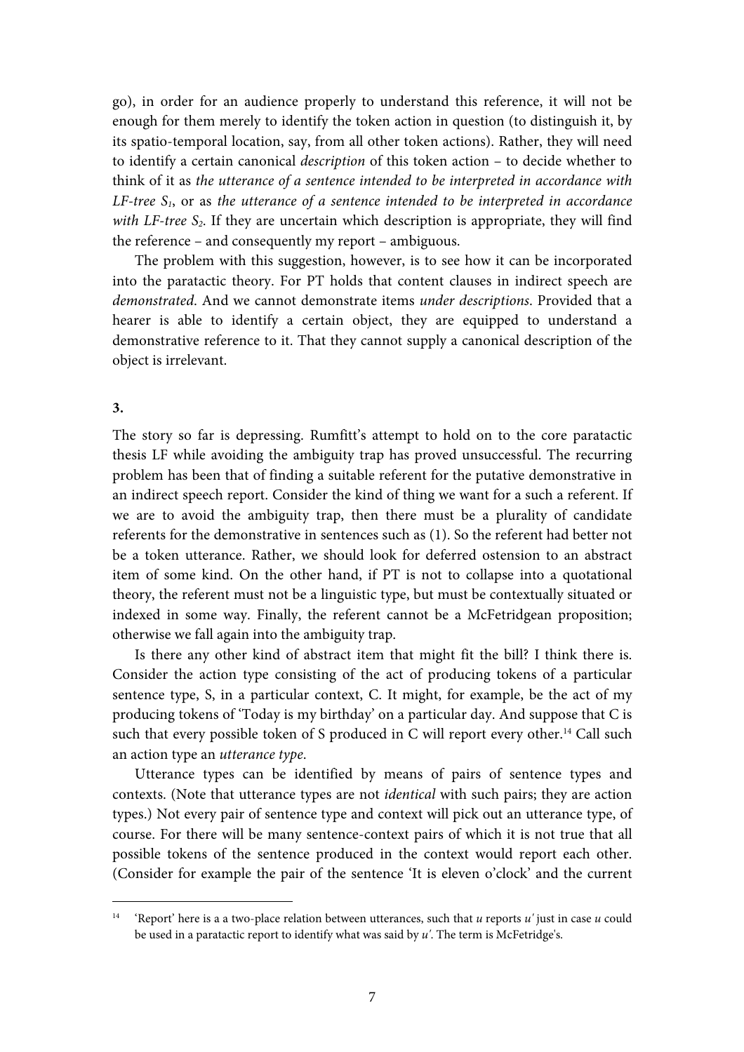go), in order for an audience properly to understand this reference, it will not be enough for them merely to identify the token action in question (to distinguish it, by its spatio-temporal location, say, from all other token actions). Rather, they will need to identify a certain canonical *description* of this token action – to decide whether to think of it as *the utterance of a sentence intended to be interpreted in accordance with LF-tree $S_1$*, or as *the utterance of a sentence intended to be interpreted in accordance with LF-tree $S_2$*. If they are uncertain which description is appropriate, they will find the reference – and consequently my report – ambiguous.

The problem with this suggestion, however, is to see how it can be incorporated into the paratactic theory. For PT holds that content clauses in indirect speech are *demonstrated*. And we cannot demonstrate items *under descriptions*. Provided that a hearer is able to identify a certain object, they are equipped to understand a demonstrative reference to it. That they cannot supply a canonical description of the object is irrelevant.

**3.**

The story so far is depressing. Rumfitt's attempt to hold on to the core paratactic thesis LF while avoiding the ambiguity trap has proved unsuccessful. The recurring problem has been that of finding a suitable referent for the putative demonstrative in an indirect speech report. Consider the kind of thing we want for a such a referent. If we are to avoid the ambiguity trap, then there must be a plurality of candidate referents for the demonstrative in sentences such as (1). So the referent had better not be a token utterance. Rather, we should look for deferred ostension to an abstract item of some kind. On the other hand, if PT is not to collapse into a quotational theory, the referent must not be a linguistic type, but must be contextually situated or indexed in some way. Finally, the referent cannot be a McFetridgean proposition; otherwise we fall again into the ambiguity trap.

Is there any other kind of abstract item that might fit the bill? I think there is. Consider the action type consisting of the act of producing tokens of a particular sentence type, S, in a particular context, C. It might, for example, be the act of my producing tokens of 'Today is my birthday' on a particular day. And suppose that C is such that every possible token of S produced in C will report every other.[14] Call such an action type an *utterance type*.

Utterance types can be identified by means of pairs of sentence types and contexts. (Note that utterance types are not *identical* with such pairs; they are action types.) Not every pair of sentence type and context will pick out an utterance type, of course. For there will be many sentence-context pairs of which it is not true that all possible tokens of the sentence produced in the context would report each other. (Consider for example the pair of the sentence 'It is eleven o'clock' and the current

[14] 'Report' here is a a two-place relation between utterances, such that *u* reports *u′* just in case *u* could be used in a paratactic report to identify what was said by *u′*. The term is McFetridge's.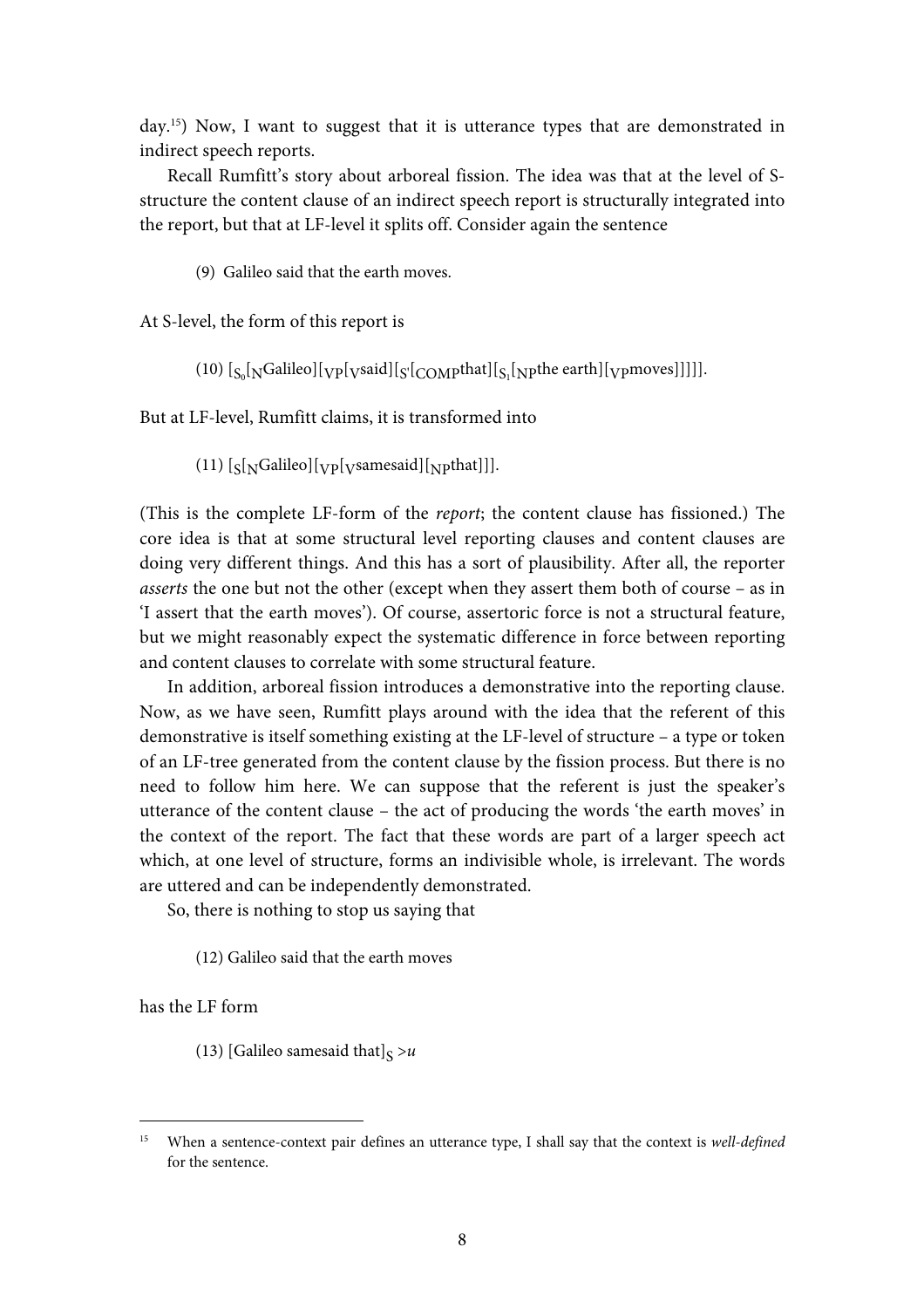day.[15]) Now, I want to suggest that it is utterance types that are demonstrated in indirect speech reports.

Recall Rumfitt's story about arboreal fission. The idea was that at the level of S-structure the content clause of an indirect speech report is structurally integrated into the report, but that at LF-level it splits off. Consider again the sentence

(9) Galileo said that the earth moves.

At S-level, the form of this report is

(10) $[_{S_0}[_{N}\text{Galileo}][_{VP}[_{V}\text{said}][_{S'}[_{COMP}\text{that}][_{S_1}[_{NP}\text{the earth}][_{VP}\text{moves}]]]]]$.

But at LF-level, Rumfitt claims, it is transformed into

(11) $[_{S}[_{N}\text{Galileo}][_{VP}[_{V}\text{samesaid}][_{NP}\text{that}]]]$.

(This is the complete LF-form of the *report*; the content clause has fissioned.) The core idea is that at some structural level reporting clauses and content clauses are doing very different things. And this has a sort of plausibility. After all, the reporter *asserts* the one but not the other (except when they assert them both of course – as in 'I assert that the earth moves'). Of course, assertoric force is not a structural feature, but we might reasonably expect the systematic difference in force between reporting and content clauses to correlate with some structural feature.

In addition, arboreal fission introduces a demonstrative into the reporting clause. Now, as we have seen, Rumfitt plays around with the idea that the referent of this demonstrative is itself something existing at the LF-level of structure – a type or token of an LF-tree generated from the content clause by the fission process. But there is no need to follow him here. We can suppose that the referent is just the speaker's utterance of the content clause – the act of producing the words 'the earth moves' in the context of the report. The fact that these words are part of a larger speech act which, at one level of structure, forms an indivisible whole, is irrelevant. The words are uttered and can be independently demonstrated.

So, there is nothing to stop us saying that

(12) Galileo said that the earth moves

has the LF form

(13) $[\text{Galileo samesaid that}]_{S} > u$

[15] When a sentence-context pair defines an utterance type, I shall say that the context is *well-defined* for the sentence.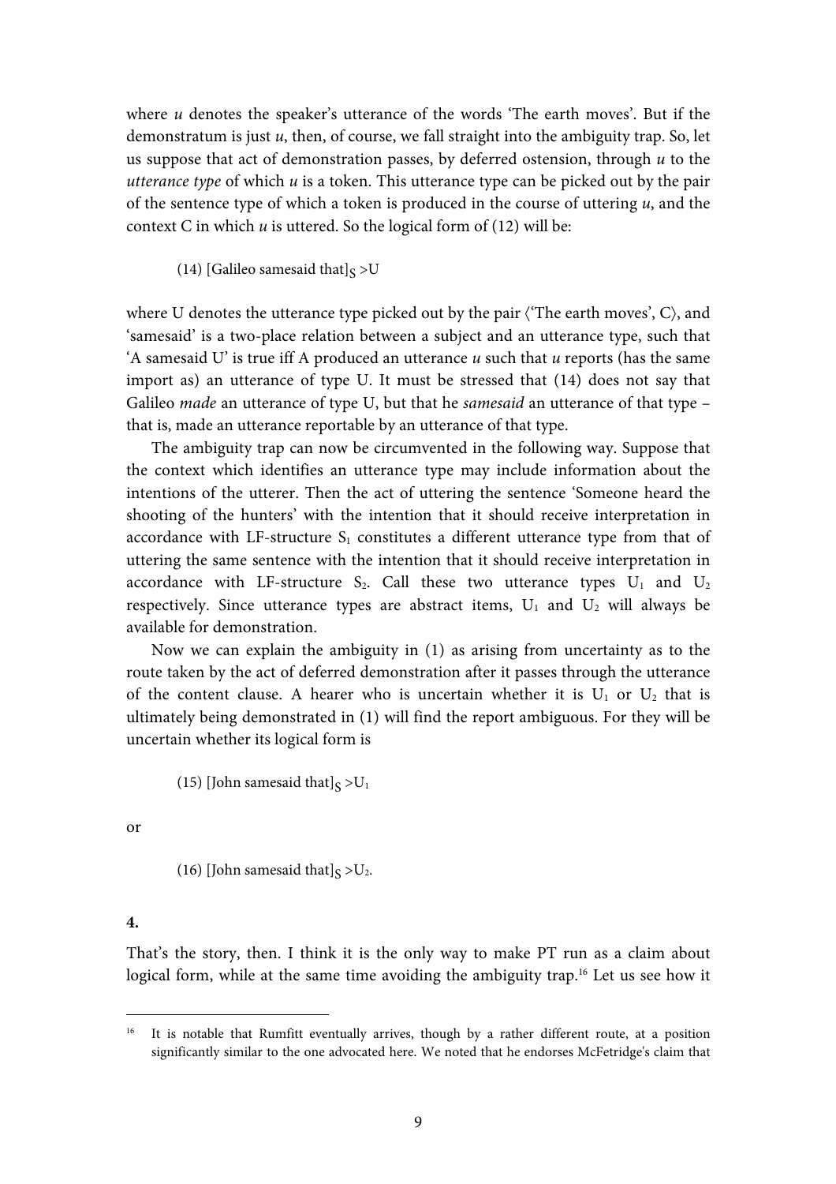where *u* denotes the speaker's utterance of the words 'The earth moves'. But if the demonstratum is just *u*, then, of course, we fall straight into the ambiguity trap. So, let us suppose that act of demonstration passes, by deferred ostension, through *u* to the *utterance type* of which *u* is a token. This utterance type can be picked out by the pair of the sentence type of which a token is produced in the course of uttering *u*, and the context C in which *u* is uttered. So the logical form of (12) will be:

(14) [Galileo samesaid that]$_S$ >U

where U denotes the utterance type picked out by the pair ⟨'The earth moves', C⟩, and 'samesaid' is a two-place relation between a subject and an utterance type, such that 'A samesaid U' is true iff A produced an utterance *u* such that *u* reports (has the same import as) an utterance of type U. It must be stressed that (14) does not say that Galileo *made* an utterance of type U, but that he *samesaid* an utterance of that type – that is, made an utterance reportable by an utterance of that type.

The ambiguity trap can now be circumvented in the following way. Suppose that the context which identifies an utterance type may include information about the intentions of the utterer. Then the act of uttering the sentence 'Someone heard the shooting of the hunters' with the intention that it should receive interpretation in accordance with LF-structure $S_1$ constitutes a different utterance type from that of uttering the same sentence with the intention that it should receive interpretation in accordance with LF-structure $S_2$. Call these two utterance types $U_1$ and $U_2$ respectively. Since utterance types are abstract items, $U_1$ and $U_2$ will always be available for demonstration.

Now we can explain the ambiguity in (1) as arising from uncertainty as to the route taken by the act of deferred demonstration after it passes through the utterance of the content clause. A hearer who is uncertain whether it is $U_1$ or $U_2$ that is ultimately being demonstrated in (1) will find the report ambiguous. For they will be uncertain whether its logical form is

(15) [John samesaid that]$_S$ >$U_1$

or

(16) [John samesaid that]$_S$ >$U_2$.

**4.**

That's the story, then. I think it is the only way to make PT run as a claim about logical form, while at the same time avoiding the ambiguity trap.[16] Let us see how it

[16] It is notable that Rumfitt eventually arrives, though by a rather different route, at a position significantly similar to the one advocated here. We noted that he endorses McFetridge's claim that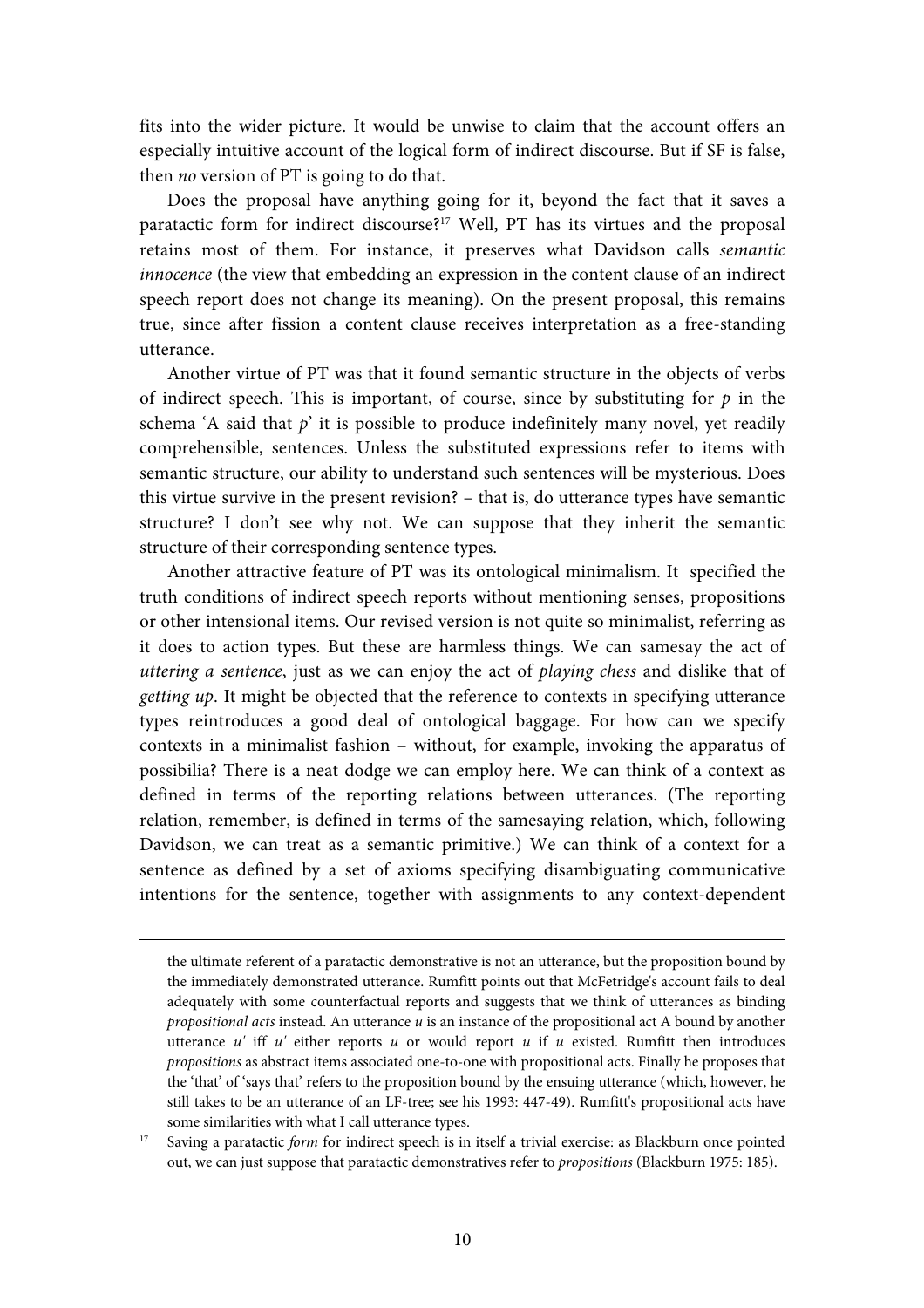fits into the wider picture. It would be unwise to claim that the account offers an especially intuitive account of the logical form of indirect discourse. But if SF is false, then *no* version of PT is going to do that.

Does the proposal have anything going for it, beyond the fact that it saves a paratactic form for indirect discourse?[17] Well, PT has its virtues and the proposal retains most of them. For instance, it preserves what Davidson calls *semantic innocence* (the view that embedding an expression in the content clause of an indirect speech report does not change its meaning). On the present proposal, this remains true, since after fission a content clause receives interpretation as a free-standing utterance.

Another virtue of PT was that it found semantic structure in the objects of verbs of indirect speech. This is important, of course, since by substituting for $p$ in the schema 'A said that $p$' it is possible to produce indefinitely many novel, yet readily comprehensible, sentences. Unless the substituted expressions refer to items with semantic structure, our ability to understand such sentences will be mysterious. Does this virtue survive in the present revision? – that is, do utterance types have semantic structure? I don't see why not. We can suppose that they inherit the semantic structure of their corresponding sentence types.

Another attractive feature of PT was its ontological minimalism. It specified the truth conditions of indirect speech reports without mentioning senses, propositions or other intensional items. Our revised version is not quite so minimalist, referring as it does to action types. But these are harmless things. We can samesay the act of *uttering a sentence*, just as we can enjoy the act of *playing chess* and dislike that of *getting up*. It might be objected that the reference to contexts in specifying utterance types reintroduces a good deal of ontological baggage. For how can we specify contexts in a minimalist fashion – without, for example, invoking the apparatus of possibilia? There is a neat dodge we can employ here. We can think of a context as defined in terms of the reporting relations between utterances. (The reporting relation, remember, is defined in terms of the samesaying relation, which, following Davidson, we can treat as a semantic primitive.) We can think of a context for a sentence as defined by a set of axioms specifying disambiguating communicative intentions for the sentence, together with assignments to any context-dependent

---

the ultimate referent of a paratactic demonstrative is not an utterance, but the proposition bound by the immediately demonstrated utterance. Rumfitt points out that McFetridge's account fails to deal adequately with some counterfactual reports and suggests that we think of utterances as binding *propositional acts* instead. An utterance $u$ is an instance of the propositional act A bound by another utterance $u'$ iff $u'$ either reports $u$ or would report $u$ if $u$ existed. Rumfitt then introduces *propositions* as abstract items associated one-to-one with propositional acts. Finally he proposes that the 'that' of 'says that' refers to the proposition bound by the ensuing utterance (which, however, he still takes to be an utterance of an LF-tree; see his 1993: 447-49). Rumfitt's propositional acts have some similarities with what I call utterance types.

[17] Saving a paratactic *form* for indirect speech is in itself a trivial exercise: as Blackburn once pointed out, we can just suppose that paratactic demonstratives refer to *propositions* (Blackburn 1975: 185).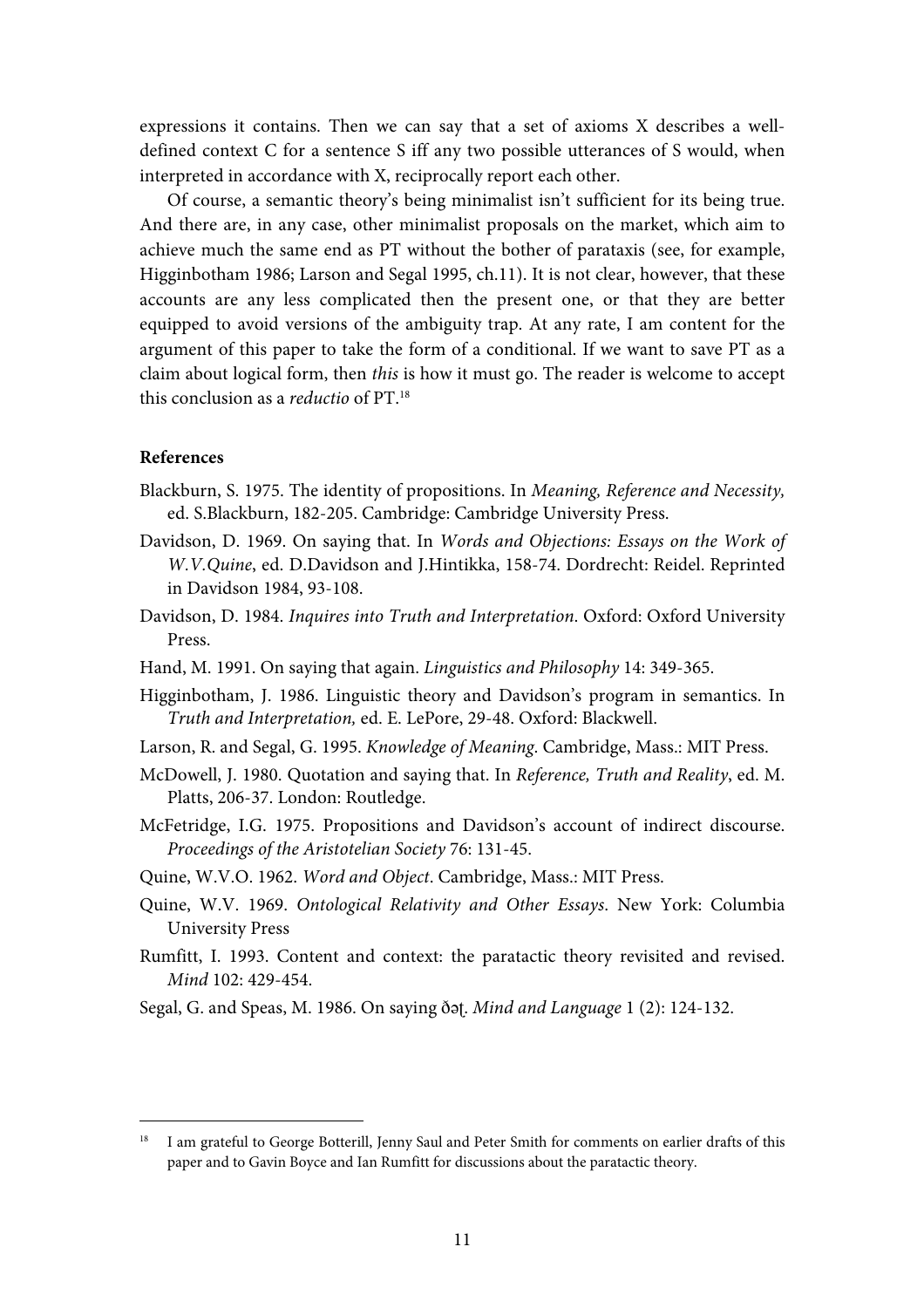expressions it contains. Then we can say that a set of axioms X describes a well-defined context C for a sentence S iff any two possible utterances of S would, when interpreted in accordance with X, reciprocally report each other.

Of course, a semantic theory's being minimalist isn't sufficient for its being true. And there are, in any case, other minimalist proposals on the market, which aim to achieve much the same end as PT without the bother of parataxis (see, for example, Higginbotham 1986; Larson and Segal 1995, ch.11). It is not clear, however, that these accounts are any less complicated then the present one, or that they are better equipped to avoid versions of the ambiguity trap. At any rate, I am content for the argument of this paper to take the form of a conditional. If we want to save PT as a claim about logical form, then *this* is how it must go. The reader is welcome to accept this conclusion as a *reductio* of PT.[18]

**References**

Blackburn, S. 1975. The identity of propositions. In *Meaning, Reference and Necessity,* ed. S.Blackburn, 182-205. Cambridge: Cambridge University Press.

Davidson, D. 1969. On saying that. In *Words and Objections: Essays on the Work of W.V.Quine*, ed. D.Davidson and J.Hintikka, 158-74. Dordrecht: Reidel. Reprinted in Davidson 1984, 93-108.

Davidson, D. 1984. *Inquires into Truth and Interpretation*. Oxford: Oxford University Press.

Hand, M. 1991. On saying that again. *Linguistics and Philosophy* 14: 349-365.

Higginbotham, J. 1986. Linguistic theory and Davidson's program in semantics. In *Truth and Interpretation,* ed. E. LePore, 29-48. Oxford: Blackwell.

Larson, R. and Segal, G. 1995. *Knowledge of Meaning*. Cambridge, Mass.: MIT Press.

McDowell, J. 1980. Quotation and saying that. In *Reference, Truth and Reality*, ed. M. Platts, 206-37. London: Routledge.

McFetridge, I.G. 1975. Propositions and Davidson's account of indirect discourse. *Proceedings of the Aristotelian Society* 76: 131-45.

Quine, W.V.O. 1962. *Word and Object*. Cambridge, Mass.: MIT Press.

Quine, W.V. 1969. *Ontological Relativity and Other Essays*. New York: Columbia University Press

Rumfitt, I. 1993. Content and context: the paratactic theory revisited and revised. *Mind* 102: 429-454.

Segal, G. and Speas, M. 1986. On saying ðəʈ. *Mind and Language* 1 (2): 124-132.

---

[18] I am grateful to George Botterill, Jenny Saul and Peter Smith for comments on earlier drafts of this paper and to Gavin Boyce and Ian Rumfitt for discussions about the paratactic theory.